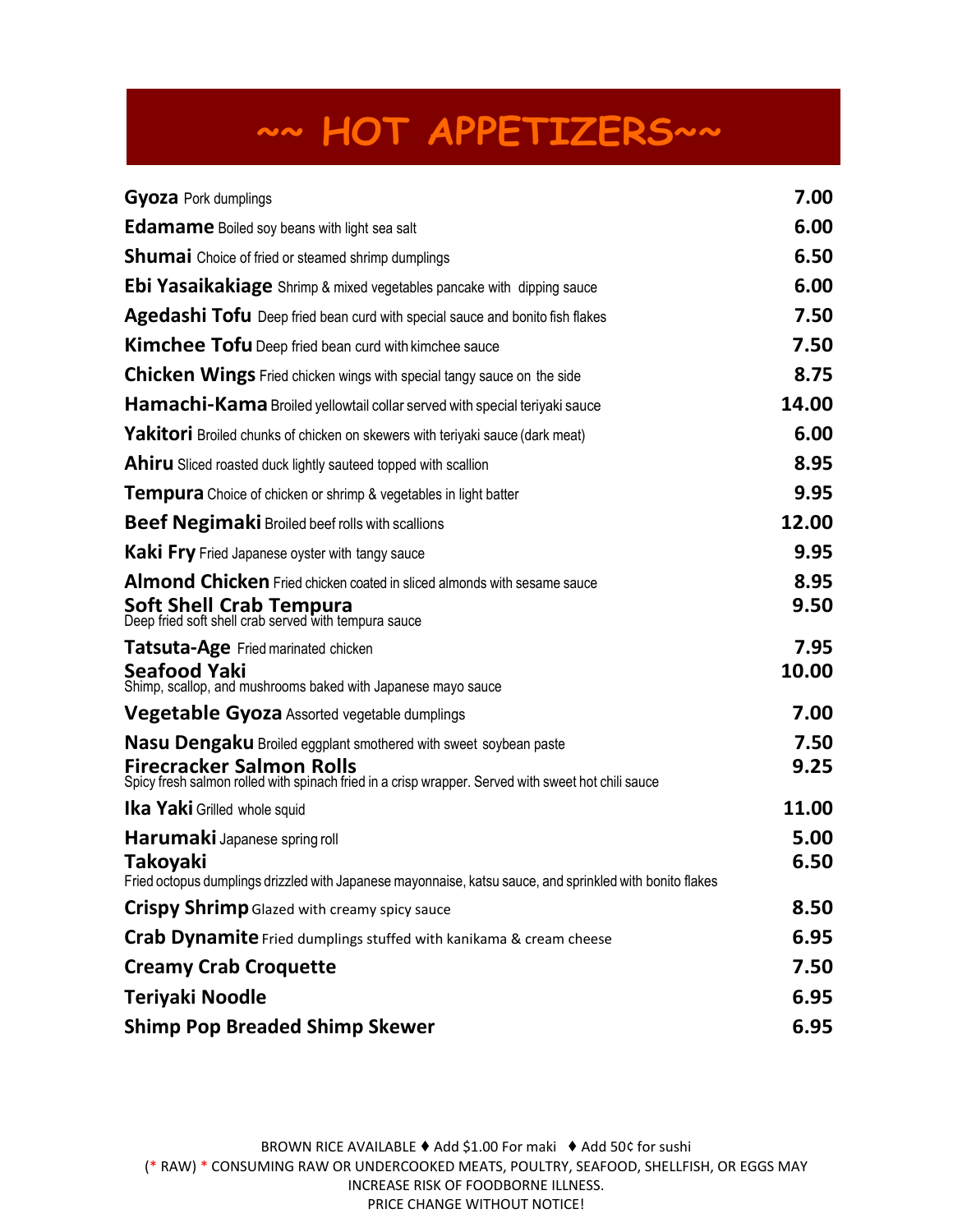# ~~ HOT APPETIZERS~~

| Item | Price |
|---|---|
| **Gyoza** Pork dumplings | **7.00** |
| **Edamame** Boiled soy beans with light sea salt | **6.00** |
| **Shumai** Choice of fried or steamed shrimp dumplings | **6.50** |
| **Ebi Yasaikakiage** Shrimp & mixed vegetables pancake with dipping sauce | **6.00** |
| **Agedashi Tofu** Deep fried bean curd with special sauce and bonito fish flakes | **7.50** |
| **Kimchee Tofu** Deep fried bean curd with kimchee sauce | **7.50** |
| **Chicken Wings** Fried chicken wings with special tangy sauce on the side | **8.75** |
| **Hamachi-Kama** Broiled yellowtail collar served with special teriyaki sauce | **14.00** |
| **Yakitori** Broiled chunks of chicken on skewers with teriyaki sauce (dark meat) | **6.00** |
| **Ahiru** Sliced roasted duck lightly sauteed topped with scallion | **8.95** |
| **Tempura** Choice of chicken or shrimp & vegetables in light batter | **9.95** |
| **Beef Negimaki** Broiled beef rolls with scallions | **12.00** |
| **Kaki Fry** Fried Japanese oyster with tangy sauce | **9.95** |
| **Almond Chicken** Fried chicken coated in sliced almonds with sesame sauce | **8.95** |
| **Soft Shell Crab Tempura** Deep fried soft shell crab served with tempura sauce | **9.50** |
| **Tatsuta-Age** Fried marinated chicken | **7.95** |
| **Seafood Yaki** Shimp, scallop, and mushrooms baked with Japanese mayo sauce | **10.00** |
| **Vegetable Gyoza** Assorted vegetable dumplings | **7.00** |
| **Nasu Dengaku** Broiled eggplant smothered with sweet soybean paste | **7.50** |
| **Firecracker Salmon Rolls** Spicy fresh salmon rolled with spinach fried in a crisp wrapper. Served with sweet hot chili sauce | **9.25** |
| **Ika Yaki** Grilled whole squid | **11.00** |
| **Harumaki** Japanese spring roll | **5.00** |
| **Takoyaki** Fried octopus dumplings drizzled with Japanese mayonnaise, katsu sauce, and sprinkled with bonito flakes | **6.50** |
| **Crispy Shrimp** Glazed with creamy spicy sauce | **8.50** |
| **Crab Dynamite** Fried dumplings stuffed with kanikama & cream cheese | **6.95** |
| **Creamy Crab Croquette** | **7.50** |
| **Teriyaki Noodle** | **6.95** |
| **Shimp Pop Breaded Shimp Skewer** | **6.95** |

BROWN RICE AVAILABLE ♦ Add $1.00 For maki ♦ Add 50¢ for sushi

(* RAW) * CONSUMING RAW OR UNDERCOOKED MEATS, POULTRY, SEAFOOD, SHELLFISH, OR EGGS MAY INCREASE RISK OF FOODBORNE ILLNESS.

PRICE CHANGE WITHOUT NOTICE!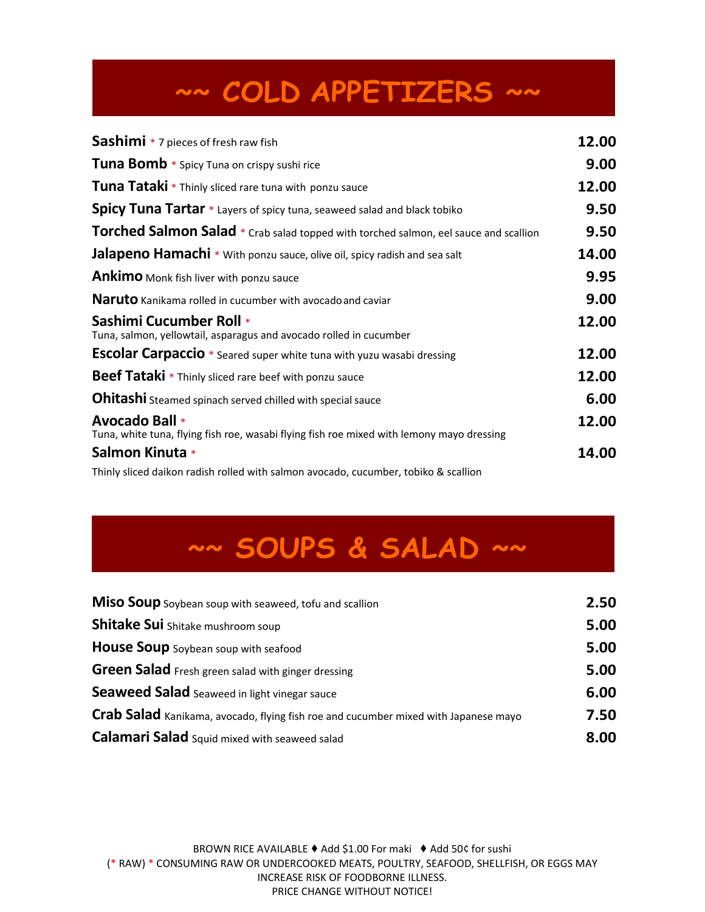# ~~ COLD APPETIZERS ~~

| | |
|---|---|
| **Sashimi** * 7 pieces of fresh raw fish | **12.00** |
| **Tuna Bomb** * Spicy Tuna on crispy sushi rice | **9.00** |
| **Tuna Tataki** * Thinly sliced rare tuna with ponzu sauce | **12.00** |
| **Spicy Tuna Tartar** * Layers of spicy tuna, seaweed salad and black tobiko | **9.50** |
| **Torched Salmon Salad** * Crab salad topped with torched salmon, eel sauce and scallion | **9.50** |
| **Jalapeno Hamachi** * With ponzu sauce, olive oil, spicy radish and sea salt | **14.00** |
| **Ankimo** Monk fish liver with ponzu sauce | **9.95** |
| **Naruto** Kanikama rolled in cucumber with avocado and caviar | **9.00** |
| **Sashimi Cucumber Roll** * Tuna, salmon, yellowtail, asparagus and avocado rolled in cucumber | **12.00** |
| **Escolar Carpaccio** * Seared super white tuna with yuzu wasabi dressing | **12.00** |
| **Beef Tataki** * Thinly sliced rare beef with ponzu sauce | **12.00** |
| **Ohitashi** Steamed spinach served chilled with special sauce | **6.00** |
| **Avocado Ball** * Tuna, white tuna, flying fish roe, wasabi flying fish roe mixed with lemony mayo dressing | **12.00** |
| **Salmon Kinuta** * Thinly sliced daikon radish rolled with salmon avocado, cucumber, tobiko & scallion | **14.00** |

# ~~ SOUPS & SALAD ~~

| | |
|---|---|
| **Miso Soup** Soybean soup with seaweed, tofu and scallion | **2.50** |
| **Shitake Sui** Shitake mushroom soup | **5.00** |
| **House Soup** Soybean soup with seafood | **5.00** |
| **Green Salad** Fresh green salad with ginger dressing | **5.00** |
| **Seaweed Salad** Seaweed in light vinegar sauce | **6.00** |
| **Crab Salad** Kanikama, avocado, flying fish roe and cucumber mixed with Japanese mayo | **7.50** |
| **Calamari Salad** Squid mixed with seaweed salad | **8.00** |

BROWN RICE AVAILABLE ♦ Add $1.00 For maki ♦ Add 50¢ for sushi

(* RAW) * CONSUMING RAW OR UNDERCOOKED MEATS, POULTRY, SEAFOOD, SHELLFISH, OR EGGS MAY INCREASE RISK OF FOODBORNE ILLNESS.

PRICE CHANGE WITHOUT NOTICE!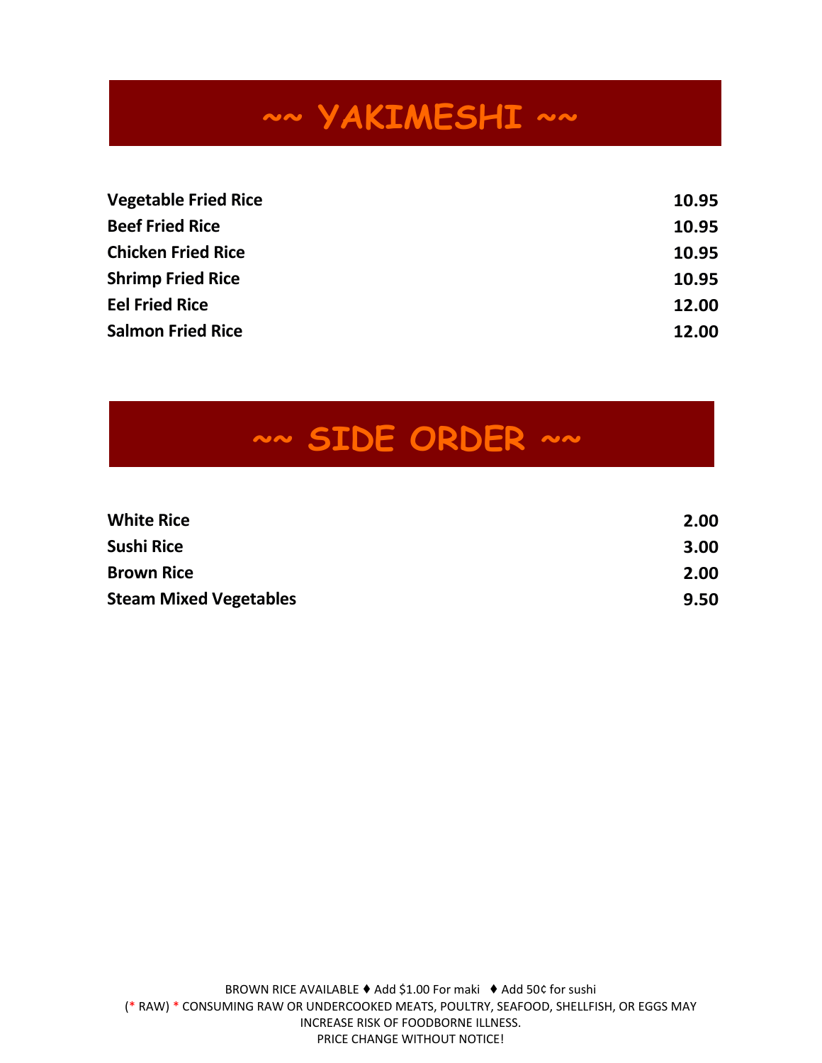# ~~ YAKIMESHI ~~

| | |
|---|---|
| **Vegetable Fried Rice** | **10.95** |
| **Beef Fried Rice** | **10.95** |
| **Chicken Fried Rice** | **10.95** |
| **Shrimp Fried Rice** | **10.95** |
| **Eel Fried Rice** | **12.00** |
| **Salmon Fried Rice** | **12.00** |

# ~~ SIDE ORDER ~~

| | |
|---|---|
| **White Rice** | **2.00** |
| **Sushi Rice** | **3.00** |
| **Brown Rice** | **2.00** |
| **Steam Mixed Vegetables** | **9.50** |

BROWN RICE AVAILABLE ♦ Add $1.00 For maki ♦ Add 50¢ for sushi

(* RAW) * CONSUMING RAW OR UNDERCOOKED MEATS, POULTRY, SEAFOOD, SHELLFISH, OR EGGS MAY INCREASE RISK OF FOODBORNE ILLNESS.

PRICE CHANGE WITHOUT NOTICE!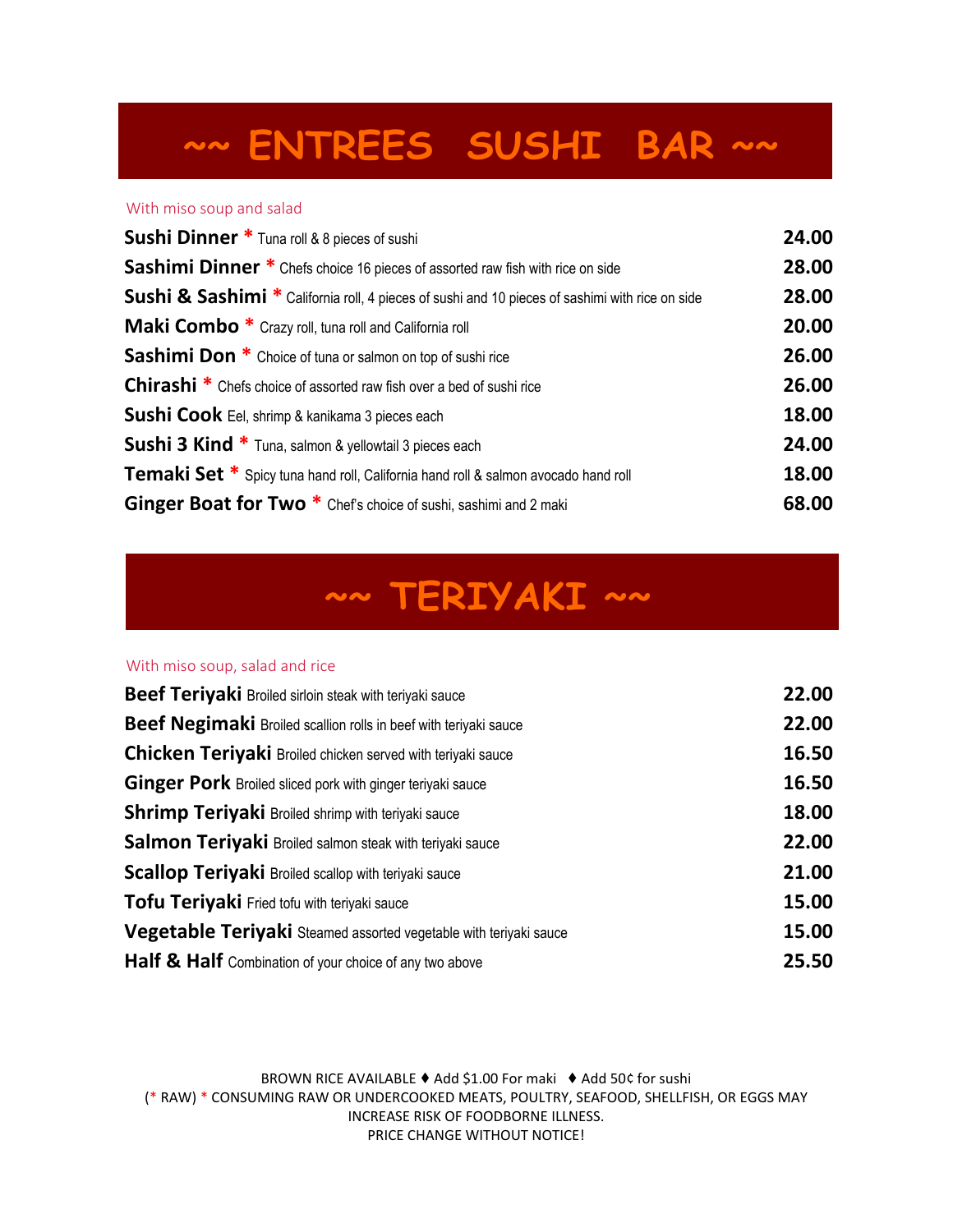# ~~ ENTREES SUSHI BAR ~~

With miso soup and salad

| Item | Price |
| --- | --- |
| **Sushi Dinner** * Tuna roll & 8 pieces of sushi | 24.00 |
| **Sashimi Dinner** * Chefs choice 16 pieces of assorted raw fish with rice on side | 28.00 |
| **Sushi & Sashimi** * California roll, 4 pieces of sushi and 10 pieces of sashimi with rice on side | 28.00 |
| **Maki Combo** * Crazy roll, tuna roll and California roll | 20.00 |
| **Sashimi Don** * Choice of tuna or salmon on top of sushi rice | 26.00 |
| **Chirashi** * Chefs choice of assorted raw fish over a bed of sushi rice | 26.00 |
| **Sushi Cook** Eel, shrimp & kanikama 3 pieces each | 18.00 |
| **Sushi 3 Kind** * Tuna, salmon & yellowtail 3 pieces each | 24.00 |
| **Temaki Set** * Spicy tuna hand roll, California hand roll & salmon avocado hand roll | 18.00 |
| **Ginger Boat for Two** * Chef's choice of sushi, sashimi and 2 maki | 68.00 |

# ~~ TERIYAKI ~~

With miso soup, salad and rice

| Item | Price |
| --- | --- |
| **Beef Teriyaki** Broiled sirloin steak with teriyaki sauce | 22.00 |
| **Beef Negimaki** Broiled scallion rolls in beef with teriyaki sauce | 22.00 |
| **Chicken Teriyaki** Broiled chicken served with teriyaki sauce | 16.50 |
| **Ginger Pork** Broiled sliced pork with ginger teriyaki sauce | 16.50 |
| **Shrimp Teriyaki** Broiled shrimp with teriyaki sauce | 18.00 |
| **Salmon Teriyaki** Broiled salmon steak with teriyaki sauce | 22.00 |
| **Scallop Teriyaki** Broiled scallop with teriyaki sauce | 21.00 |
| **Tofu Teriyaki** Fried tofu with teriyaki sauce | 15.00 |
| **Vegetable Teriyaki** Steamed assorted vegetable with teriyaki sauce | 15.00 |
| **Half & Half** Combination of your choice of any two above | 25.50 |

BROWN RICE AVAILABLE ♦ Add $1.00 For maki ♦ Add 50¢ for sushi

(* RAW) * CONSUMING RAW OR UNDERCOOKED MEATS, POULTRY, SEAFOOD, SHELLFISH, OR EGGS MAY INCREASE RISK OF FOODBORNE ILLNESS.

PRICE CHANGE WITHOUT NOTICE!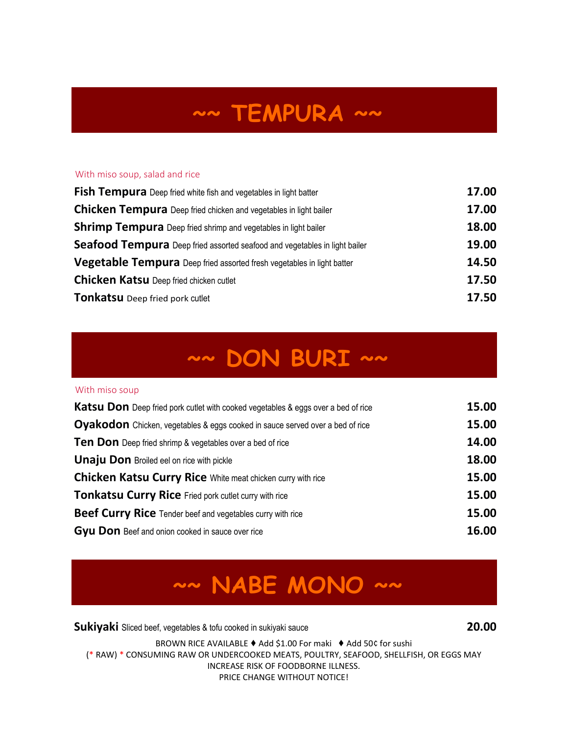## ~~ TEMPURA ~~

With miso soup, salad and rice

| Item | Price |
|---|---|
| **Fish Tempura** Deep fried white fish and vegetables in light batter | **17.00** |
| **Chicken Tempura** Deep fried chicken and vegetables in light bailer | **17.00** |
| **Shrimp Tempura** Deep fried shrimp and vegetables in light bailer | **18.00** |
| **Seafood Tempura** Deep fried assorted seafood and vegetables in light bailer | **19.00** |
| **Vegetable Tempura** Deep fried assorted fresh vegetables in light batter | **14.50** |
| **Chicken Katsu** Deep fried chicken cutlet | **17.50** |
| **Tonkatsu** Deep fried pork cutlet | **17.50** |

## ~~ DON BURI ~~

With miso soup

| Item | Price |
|---|---|
| **Katsu Don** Deep fried pork cutlet with cooked vegetables & eggs over a bed of rice | **15.00** |
| **Oyakodon** Chicken, vegetables & eggs cooked in sauce served over a bed of rice | **15.00** |
| **Ten Don** Deep fried shrimp & vegetables over a bed of rice | **14.00** |
| **Unaju Don** Broiled eel on rice with pickle | **18.00** |
| **Chicken Katsu Curry Rice** White meat chicken curry with rice | **15.00** |
| **Tonkatsu Curry Rice** Fried pork cutlet curry with rice | **15.00** |
| **Beef Curry Rice** Tender beef and vegetables curry with rice | **15.00** |
| **Gyu Don** Beef and onion cooked in sauce over rice | **16.00** |

## ~~ NABE MONO ~~

| Item | Price |
|---|---|
| **Sukiyaki** Sliced beef, vegetables & tofu cooked in sukiyaki sauce | **20.00** |

BROWN RICE AVAILABLE ♦ Add $1.00 For maki ♦ Add 50¢ for sushi

(* RAW) * CONSUMING RAW OR UNDERCOOKED MEATS, POULTRY, SEAFOOD, SHELLFISH, OR EGGS MAY INCREASE RISK OF FOODBORNE ILLNESS.

PRICE CHANGE WITHOUT NOTICE!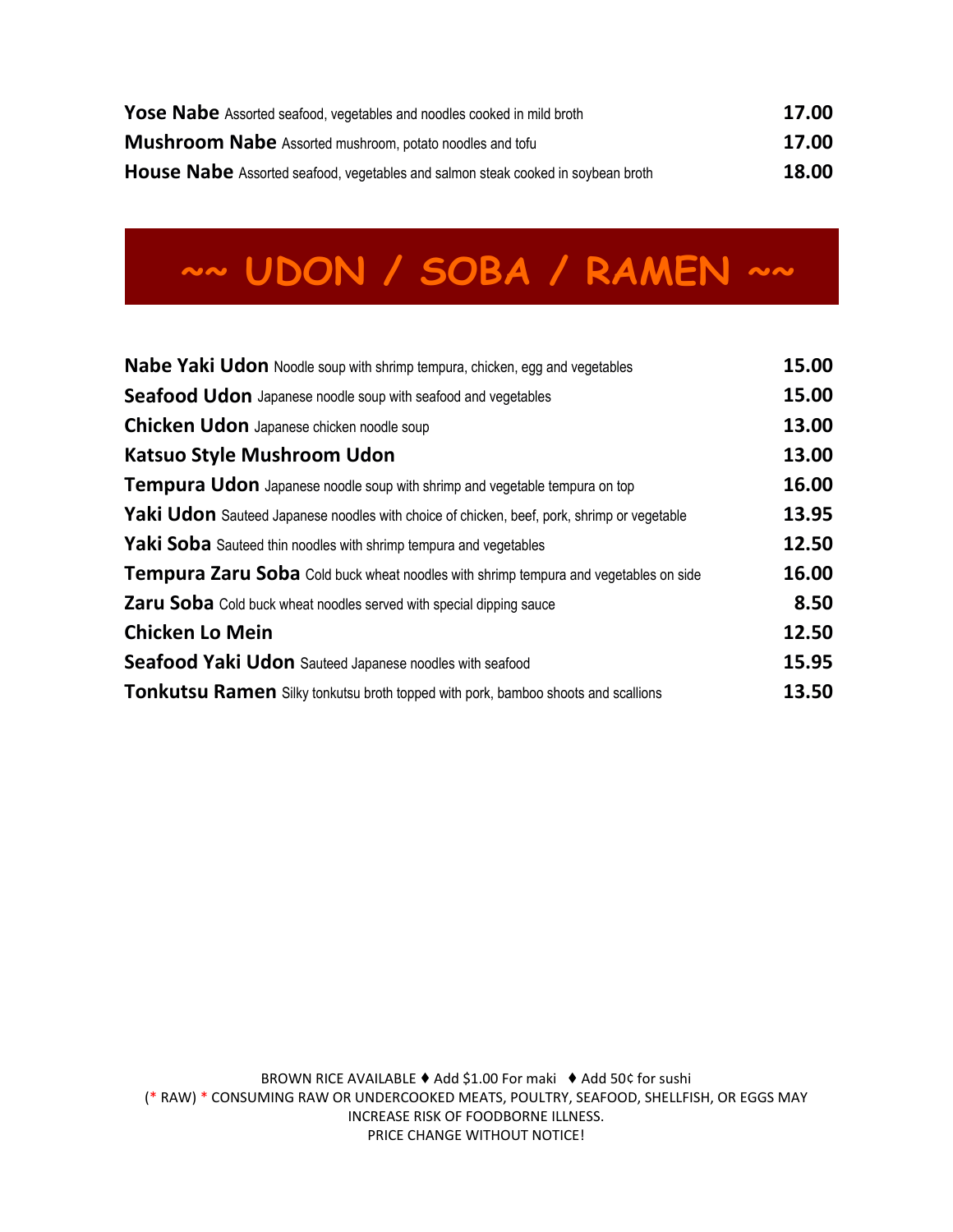**Yose Nabe** Assorted seafood, vegetables and noodles cooked in mild broth **17.00**

**Mushroom Nabe** Assorted mushroom, potato noodles and tofu **17.00**

**House Nabe** Assorted seafood, vegetables and salmon steak cooked in soybean broth **18.00**

# ~~ UDON / SOBA / RAMEN ~~

**Nabe Yaki Udon** Noodle soup with shrimp tempura, chicken, egg and vegetables **15.00**

**Seafood Udon** Japanese noodle soup with seafood and vegetables **15.00**

**Chicken Udon** Japanese chicken noodle soup **13.00**

**Katsuo Style Mushroom Udon** **13.00**

**Tempura Udon** Japanese noodle soup with shrimp and vegetable tempura on top **16.00**

**Yaki Udon** Sauteed Japanese noodles with choice of chicken, beef, pork, shrimp or vegetable **13.95**

**Yaki Soba** Sauteed thin noodles with shrimp tempura and vegetables **12.50**

**Tempura Zaru Soba** Cold buck wheat noodles with shrimp tempura and vegetables on side **16.00**

**Zaru Soba** Cold buck wheat noodles served with special dipping sauce **8.50**

**Chicken Lo Mein** **12.50**

**Seafood Yaki Udon** Sauteed Japanese noodles with seafood **15.95**

**Tonkutsu Ramen** Silky tonkutsu broth topped with pork, bamboo shoots and scallions **13.50**

BROWN RICE AVAILABLE ♦ Add $1.00 For maki ♦ Add 50¢ for sushi

(* RAW) * CONSUMING RAW OR UNDERCOOKED MEATS, POULTRY, SEAFOOD, SHELLFISH, OR EGGS MAY INCREASE RISK OF FOODBORNE ILLNESS.

PRICE CHANGE WITHOUT NOTICE!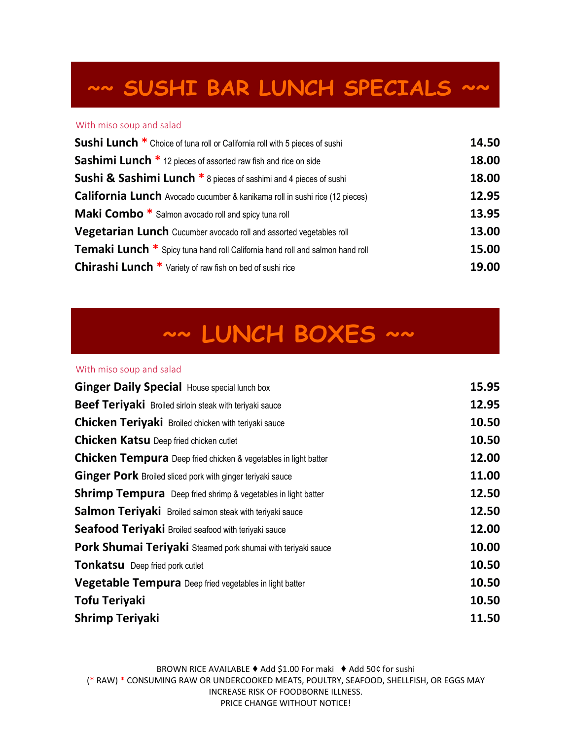# ~~ SUSHI BAR LUNCH SPECIALS ~~

With miso soup and salad

| Item | Price |
|---|---|
| **Sushi Lunch** * Choice of tuna roll or California roll with 5 pieces of sushi | 14.50 |
| **Sashimi Lunch** * 12 pieces of assorted raw fish and rice on side | 18.00 |
| **Sushi & Sashimi Lunch** * 8 pieces of sashimi and 4 pieces of sushi | 18.00 |
| **California Lunch** Avocado cucumber & kanikama roll in sushi rice (12 pieces) | 12.95 |
| **Maki Combo** * Salmon avocado roll and spicy tuna roll | 13.95 |
| **Vegetarian Lunch** Cucumber avocado roll and assorted vegetables roll | 13.00 |
| **Temaki Lunch** * Spicy tuna hand roll California hand roll and salmon hand roll | 15.00 |
| **Chirashi Lunch** * Variety of raw fish on bed of sushi rice | 19.00 |

# ~~ LUNCH BOXES ~~

With miso soup and salad

| Item | Price |
|---|---|
| **Ginger Daily Special** House special lunch box | 15.95 |
| **Beef Teriyaki** Broiled sirloin steak with teriyaki sauce | 12.95 |
| **Chicken Teriyaki** Broiled chicken with teriyaki sauce | 10.50 |
| **Chicken Katsu** Deep fried chicken cutlet | 10.50 |
| **Chicken Tempura** Deep fried chicken & vegetables in light batter | 12.00 |
| **Ginger Pork** Broiled sliced pork with ginger teriyaki sauce | 11.00 |
| **Shrimp Tempura** Deep fried shrimp & vegetables in light batter | 12.50 |
| **Salmon Teriyaki** Broiled salmon steak with teriyaki sauce | 12.50 |
| **Seafood Teriyaki** Broiled seafood with teriyaki sauce | 12.00 |
| **Pork Shumai Teriyaki** Steamed pork shumai with teriyaki sauce | 10.00 |
| **Tonkatsu** Deep fried pork cutlet | 10.50 |
| **Vegetable Tempura** Deep fried vegetables in light batter | 10.50 |
| **Tofu Teriyaki** | 10.50 |
| **Shrimp Teriyaki** | 11.50 |

BROWN RICE AVAILABLE ♦ Add $1.00 For maki ♦ Add 50¢ for sushi

(* RAW) * CONSUMING RAW OR UNDERCOOKED MEATS, POULTRY, SEAFOOD, SHELLFISH, OR EGGS MAY INCREASE RISK OF FOODBORNE ILLNESS.

PRICE CHANGE WITHOUT NOTICE!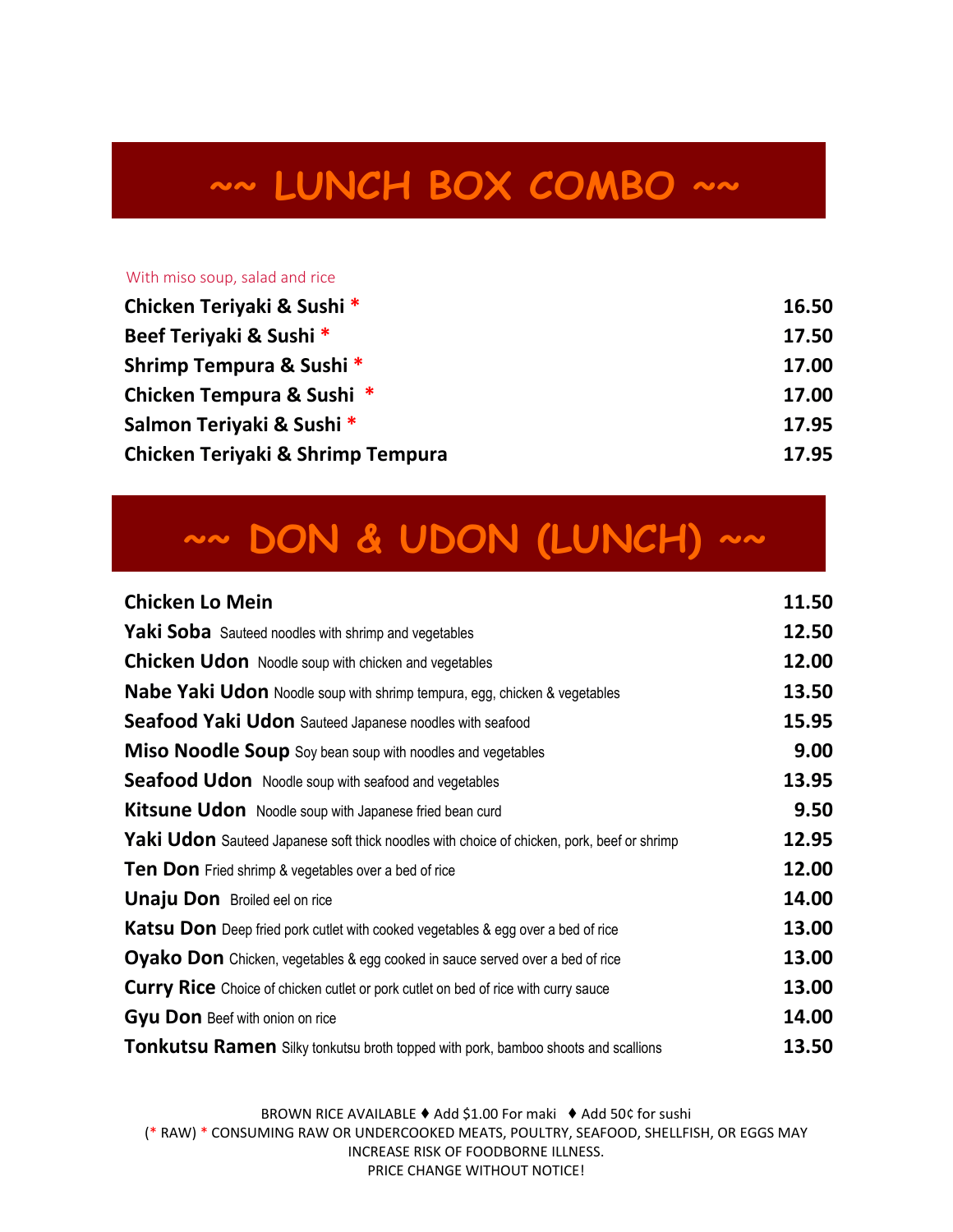# ~~ LUNCH BOX COMBO ~~

With miso soup, salad and rice

| Item | Price |
|---|---|
| **Chicken Teriyaki & Sushi** * | **16.50** |
| **Beef Teriyaki & Sushi** * | **17.50** |
| **Shrimp Tempura & Sushi** * | **17.00** |
| **Chicken Tempura & Sushi** * | **17.00** |
| **Salmon Teriyaki & Sushi** * | **17.95** |
| **Chicken Teriyaki & Shrimp Tempura** | **17.95** |

# ~~ DON & UDON (LUNCH) ~~

| Item | Price |
|---|---|
| **Chicken Lo Mein** | **11.50** |
| **Yaki Soba** Sauteed noodles with shrimp and vegetables | **12.50** |
| **Chicken Udon** Noodle soup with chicken and vegetables | **12.00** |
| **Nabe Yaki Udon** Noodle soup with shrimp tempura, egg, chicken & vegetables | **13.50** |
| **Seafood Yaki Udon** Sauteed Japanese noodles with seafood | **15.95** |
| **Miso Noodle Soup** Soy bean soup with noodles and vegetables | **9.00** |
| **Seafood Udon** Noodle soup with seafood and vegetables | **13.95** |
| **Kitsune Udon** Noodle soup with Japanese fried bean curd | **9.50** |
| **Yaki Udon** Sauteed Japanese soft thick noodles with choice of chicken, pork, beef or shrimp | **12.95** |
| **Ten Don** Fried shrimp & vegetables over a bed of rice | **12.00** |
| **Unaju Don** Broiled eel on rice | **14.00** |
| **Katsu Don** Deep fried pork cutlet with cooked vegetables & egg over a bed of rice | **13.00** |
| **Oyako Don** Chicken, vegetables & egg cooked in sauce served over a bed of rice | **13.00** |
| **Curry Rice** Choice of chicken cutlet or pork cutlet on bed of rice with curry sauce | **13.00** |
| **Gyu Don** Beef with onion on rice | **14.00** |
| **Tonkutsu Ramen** Silky tonkutsu broth topped with pork, bamboo shoots and scallions | **13.50** |

BROWN RICE AVAILABLE ♦ Add $1.00 For maki ♦ Add 50¢ for sushi

(* RAW) * CONSUMING RAW OR UNDERCOOKED MEATS, POULTRY, SEAFOOD, SHELLFISH, OR EGGS MAY INCREASE RISK OF FOODBORNE ILLNESS.

PRICE CHANGE WITHOUT NOTICE!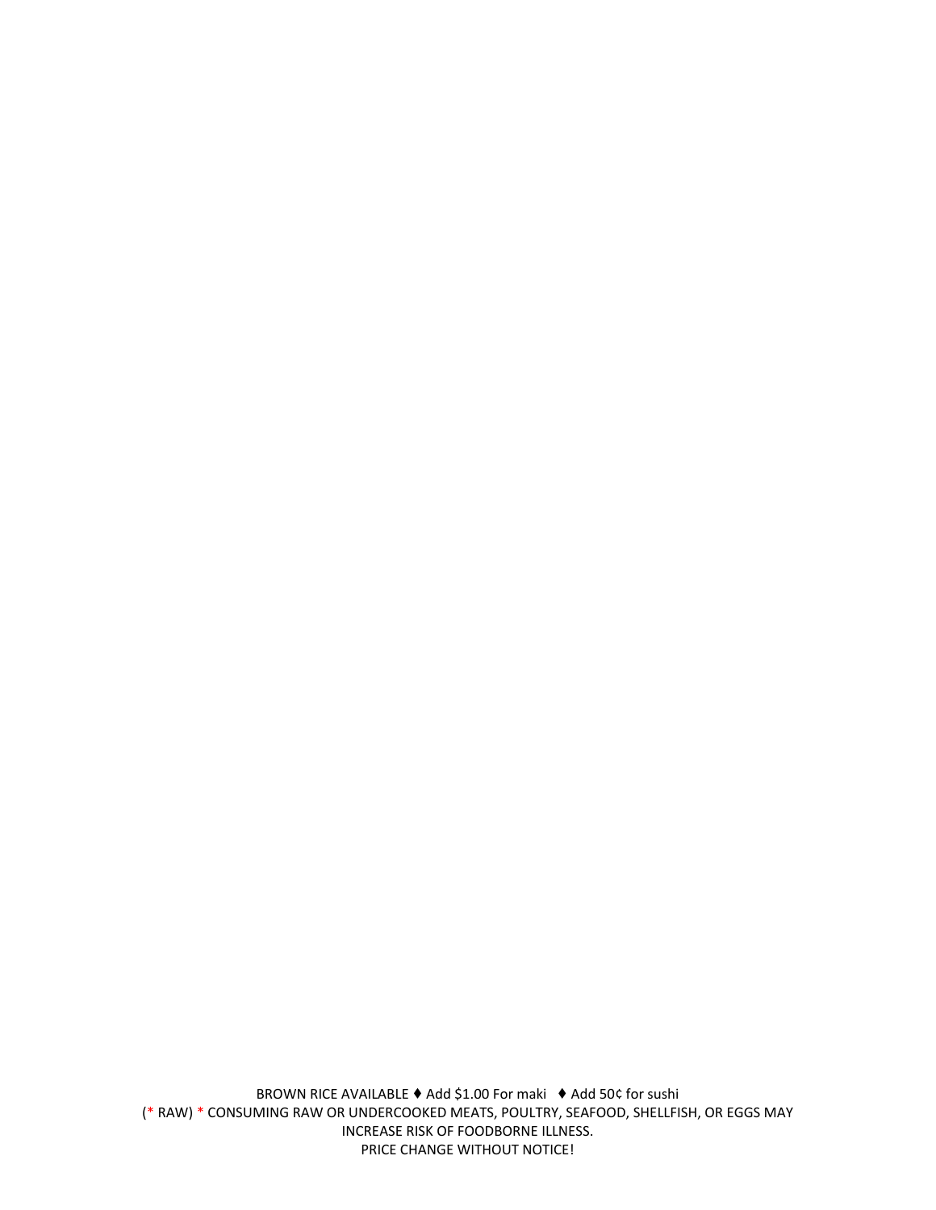BROWN RICE AVAILABLE ♦ Add $1.00 For maki ♦ Add 50¢ for sushi
(* RAW) * CONSUMING RAW OR UNDERCOOKED MEATS, POULTRY, SEAFOOD, SHELLFISH, OR EGGS MAY INCREASE RISK OF FOODBORNE ILLNESS.
PRICE CHANGE WITHOUT NOTICE!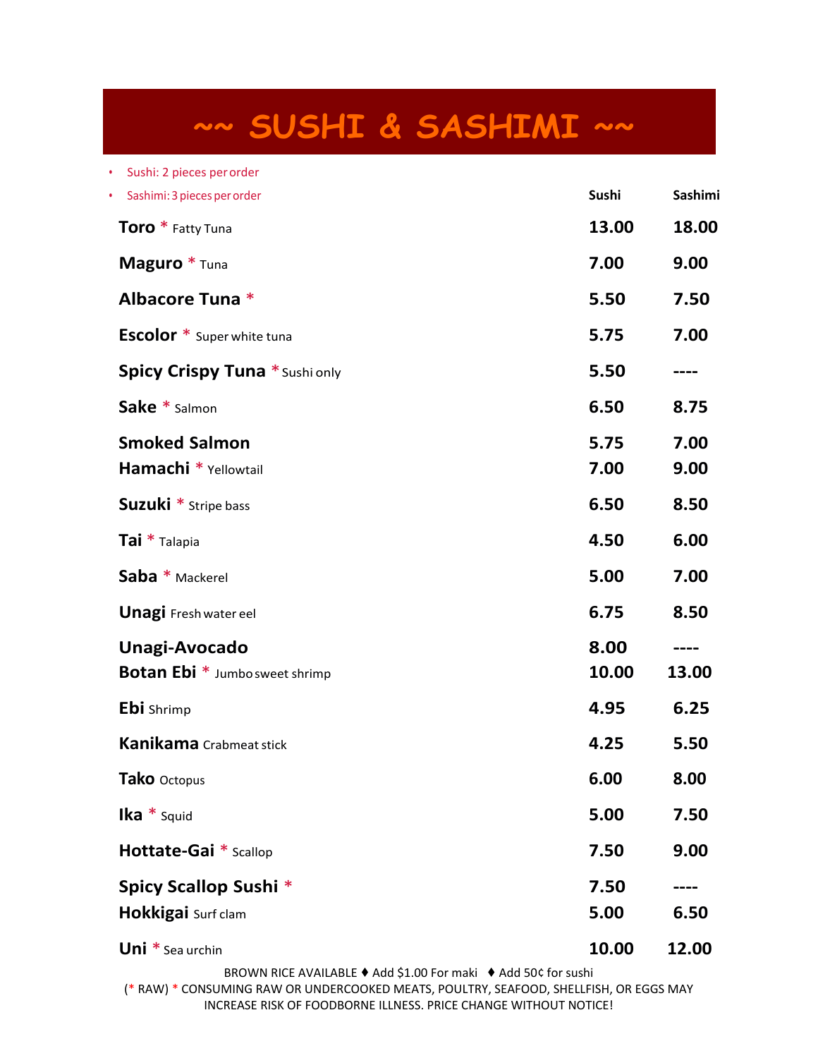# ~~ SUSHI & SASHIMI ~~

- Sushi: 2 pieces per order
- Sashimi: 3 pieces per order

| | Sushi | Sashimi |
|---|---|---|
| **Toro** * Fatty Tuna | 13.00 | 18.00 |
| **Maguro** * Tuna | 7.00 | 9.00 |
| **Albacore Tuna** * | 5.50 | 7.50 |
| **Escolor** * Super white tuna | 5.75 | 7.00 |
| **Spicy Crispy Tuna** * Sushi only | 5.50 | ---- |
| **Sake** * Salmon | 6.50 | 8.75 |
| **Smoked Salmon** | 5.75 | 7.00 |
| **Hamachi** * Yellowtail | 7.00 | 9.00 |
| **Suzuki** * Stripe bass | 6.50 | 8.50 |
| **Tai** * Talapia | 4.50 | 6.00 |
| **Saba** * Mackerel | 5.00 | 7.00 |
| **Unagi** Fresh water eel | 6.75 | 8.50 |
| **Unagi-Avocado** | 8.00 | ---- |
| **Botan Ebi** * Jumbo sweet shrimp | 10.00 | 13.00 |
| **Ebi** Shrimp | 4.95 | 6.25 |
| **Kanikama** Crabmeat stick | 4.25 | 5.50 |
| **Tako** Octopus | 6.00 | 8.00 |
| **Ika** * Squid | 5.00 | 7.50 |
| **Hottate-Gai** * Scallop | 7.50 | 9.00 |
| **Spicy Scallop Sushi** * | 7.50 | ---- |
| **Hokkigai** Surf clam | 5.00 | 6.50 |
| **Uni** * Sea urchin | 10.00 | 12.00 |

BROWN RICE AVAILABLE ♦ Add $1.00 For maki ♦ Add 50¢ for sushi

(* RAW) * CONSUMING RAW OR UNDERCOOKED MEATS, POULTRY, SEAFOOD, SHELLFISH, OR EGGS MAY INCREASE RISK OF FOODBORNE ILLNESS. PRICE CHANGE WITHOUT NOTICE!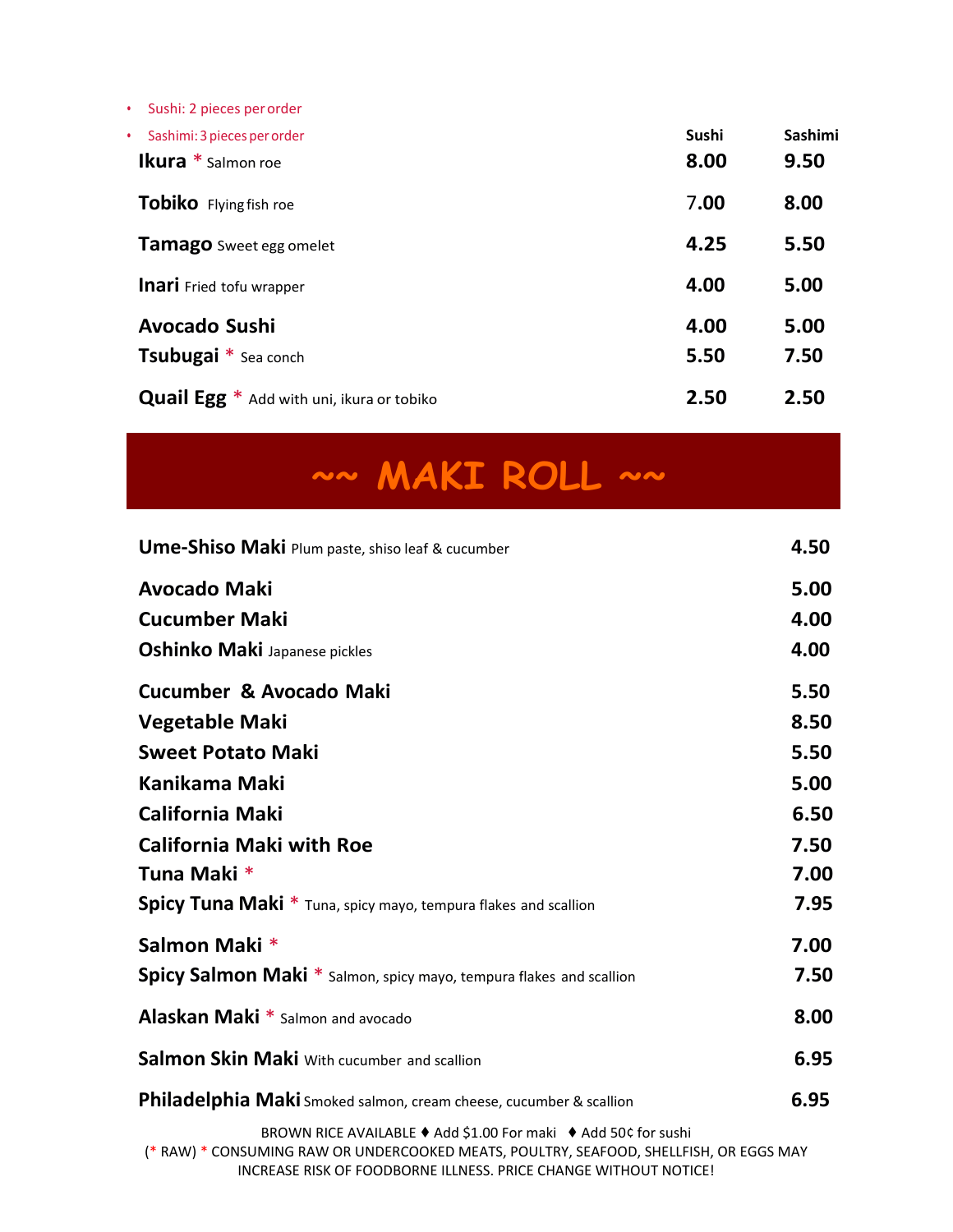- Sushi: 2 pieces per order
- Sashimi: 3 pieces per order

| | Sushi | Sashimi |
|---|---|---|
| **Ikura** * Salmon roe | 8.00 | 9.50 |
| **Tobiko** Flying fish roe | 7.00 | 8.00 |
| **Tamago** Sweet egg omelet | 4.25 | 5.50 |
| **Inari** Fried tofu wrapper | 4.00 | 5.00 |
| **Avocado Sushi** | 4.00 | 5.00 |
| **Tsubugai** * Sea conch | 5.50 | 7.50 |
| **Quail Egg** * Add with uni, ikura or tobiko | 2.50 | 2.50 |

# ~~ MAKI ROLL ~~

| | |
|---|---|
| **Ume-Shiso Maki** Plum paste, shiso leaf & cucumber | 4.50 |
| **Avocado Maki** | 5.00 |
| **Cucumber Maki** | 4.00 |
| **Oshinko Maki** Japanese pickles | 4.00 |
| **Cucumber & Avocado Maki** | 5.50 |
| **Vegetable Maki** | 8.50 |
| **Sweet Potato Maki** | 5.50 |
| **Kanikama Maki** | 5.00 |
| **California Maki** | 6.50 |
| **California Maki with Roe** | 7.50 |
| **Tuna Maki** * | 7.00 |
| **Spicy Tuna Maki** * Tuna, spicy mayo, tempura flakes and scallion | 7.95 |
| **Salmon Maki** * | 7.00 |
| **Spicy Salmon Maki** * Salmon, spicy mayo, tempura flakes and scallion | 7.50 |
| **Alaskan Maki** * Salmon and avocado | 8.00 |
| **Salmon Skin Maki** With cucumber and scallion | 6.95 |
| **Philadelphia Maki** Smoked salmon, cream cheese, cucumber & scallion | 6.95 |

BROWN RICE AVAILABLE ♦ Add $1.00 For maki ♦ Add 50¢ for sushi
(* RAW) * CONSUMING RAW OR UNDERCOOKED MEATS, POULTRY, SEAFOOD, SHELLFISH, OR EGGS MAY INCREASE RISK OF FOODBORNE ILLNESS. PRICE CHANGE WITHOUT NOTICE!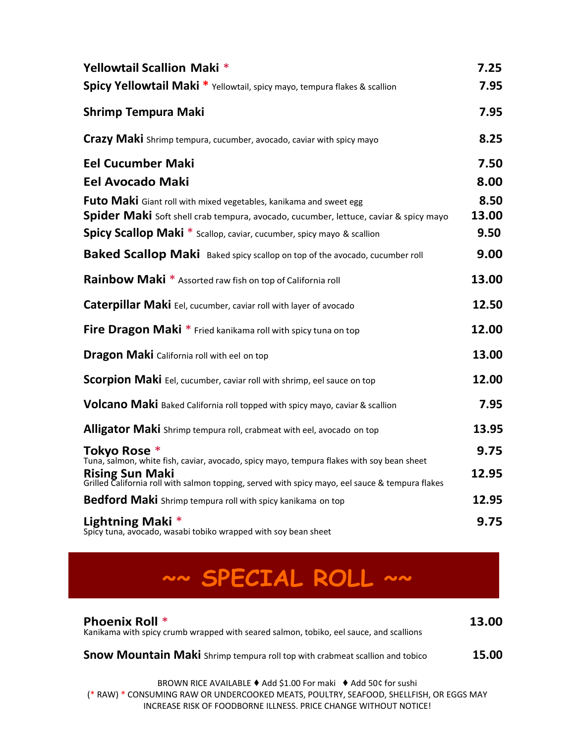| Item | Price |
|---|---|
| **Yellowtail Scallion Maki** * | 7.25 |
| **Spicy Yellowtail Maki** * Yellowtail, spicy mayo, tempura flakes & scallion | 7.95 |
| **Shrimp Tempura Maki** | 7.95 |
| **Crazy Maki** Shrimp tempura, cucumber, avocado, caviar with spicy mayo | 8.25 |
| **Eel Cucumber Maki** | 7.50 |
| **Eel Avocado Maki** | 8.00 |
| **Futo Maki** Giant roll with mixed vegetables, kanikama and sweet egg | 8.50 |
| **Spider Maki** Soft shell crab tempura, avocado, cucumber, lettuce, caviar & spicy mayo | 13.00 |
| **Spicy Scallop Maki** * Scallop, caviar, cucumber, spicy mayo & scallion | 9.50 |
| **Baked Scallop Maki** Baked spicy scallop on top of the avocado, cucumber roll | 9.00 |
| **Rainbow Maki** * Assorted raw fish on top of California roll | 13.00 |
| **Caterpillar Maki** Eel, cucumber, caviar roll with layer of avocado | 12.50 |
| **Fire Dragon Maki** * Fried kanikama roll with spicy tuna on top | 12.00 |
| **Dragon Maki** California roll with eel on top | 13.00 |
| **Scorpion Maki** Eel, cucumber, caviar roll with shrimp, eel sauce on top | 12.00 |
| **Volcano Maki** Baked California roll topped with spicy mayo, caviar & scallion | 7.95 |
| **Alligator Maki** Shrimp tempura roll, crabmeat with eel, avocado on top | 13.95 |
| **Tokyo Rose** * Tuna, salmon, white fish, caviar, avocado, spicy mayo, tempura flakes with soy bean sheet | 9.75 |
| **Rising Sun Maki** Grilled California roll with salmon topping, served with spicy mayo, eel sauce & tempura flakes | 12.95 |
| **Bedford Maki** Shrimp tempura roll with spicy kanikama on top | 12.95 |
| **Lightning Maki** * Spicy tuna, avocado, wasabi tobiko wrapped with soy bean sheet | 9.75 |

## ~~ SPECIAL ROLL ~~

| Item | Price |
|---|---|
| **Phoenix Roll** * Kanikama with spicy crumb wrapped with seared salmon, tobiko, eel sauce, and scallions | 13.00 |
| **Snow Mountain Maki** Shrimp tempura roll top with crabmeat scallion and tobico | 15.00 |

BROWN RICE AVAILABLE ♦ Add $1.00 For maki ♦ Add 50¢ for sushi

(* RAW) * CONSUMING RAW OR UNDERCOOKED MEATS, POULTRY, SEAFOOD, SHELLFISH, OR EGGS MAY INCREASE RISK OF FOODBORNE ILLNESS. PRICE CHANGE WITHOUT NOTICE!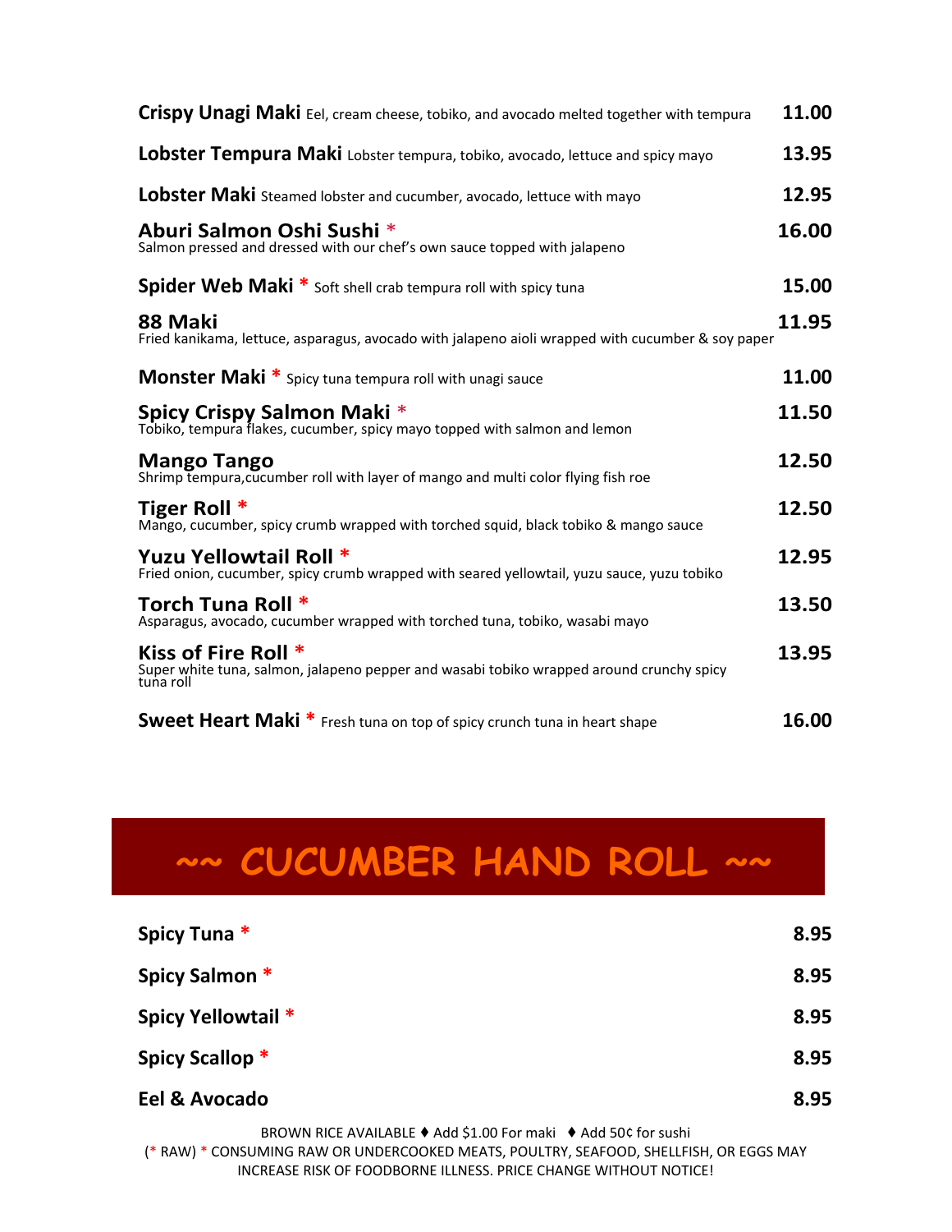**Crispy Unagi Maki** Eel, cream cheese, tobiko, and avocado melted together with tempura **11.00**

**Lobster Tempura Maki** Lobster tempura, tobiko, avocado, lettuce and spicy mayo **13.95**

**Lobster Maki** Steamed lobster and cucumber, avocado, lettuce with mayo **12.95**

**Aburi Salmon Oshi Sushi** * **16.00**
Salmon pressed and dressed with our chef's own sauce topped with jalapeno

**Spider Web Maki** * Soft shell crab tempura roll with spicy tuna **15.00**

**88 Maki** **11.95**
Fried kanikama, lettuce, asparagus, avocado with jalapeno aioli wrapped with cucumber & soy paper

**Monster Maki** * Spicy tuna tempura roll with unagi sauce **11.00**

**Spicy Crispy Salmon Maki** * **11.50**
Tobiko, tempura flakes, cucumber, spicy mayo topped with salmon and lemon

**Mango Tango** **12.50**
Shrimp tempura,cucumber roll with layer of mango and multi color flying fish roe

**Tiger Roll** * **12.50**
Mango, cucumber, spicy crumb wrapped with torched squid, black tobiko & mango sauce

**Yuzu Yellowtail Roll** * **12.95**
Fried onion, cucumber, spicy crumb wrapped with seared yellowtail, yuzu sauce, yuzu tobiko

**Torch Tuna Roll** * **13.50**
Asparagus, avocado, cucumber wrapped with torched tuna, tobiko, wasabi mayo

**Kiss of Fire Roll** * **13.95**
Super white tuna, salmon, jalapeno pepper and wasabi tobiko wrapped around crunchy spicy tuna roll

**Sweet Heart Maki** * Fresh tuna on top of spicy crunch tuna in heart shape **16.00**

## ~~ CUCUMBER HAND ROLL ~~

| | |
|---|---|
| **Spicy Tuna** * | **8.95** |
| **Spicy Salmon** * | **8.95** |
| **Spicy Yellowtail** * | **8.95** |
| **Spicy Scallop** * | **8.95** |
| **Eel & Avocado** | **8.95** |

BROWN RICE AVAILABLE ♦ Add $1.00 For maki ♦ Add 50¢ for sushi
(* RAW) * CONSUMING RAW OR UNDERCOOKED MEATS, POULTRY, SEAFOOD, SHELLFISH, OR EGGS MAY INCREASE RISK OF FOODBORNE ILLNESS. PRICE CHANGE WITHOUT NOTICE!